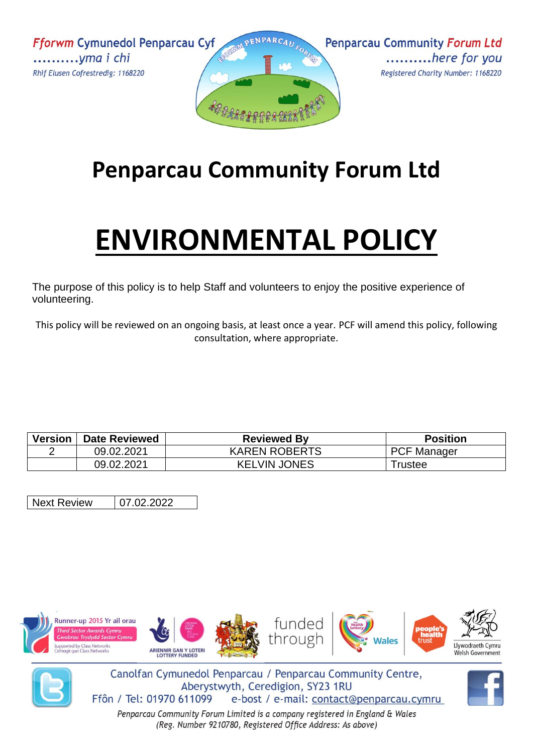Fforwm Cymunedol Penparcau Cyf
..........yma i chi
Rhif Elusen Cofrestredig: 1168220

Penparcau Community Forum Ltd
..........here for you
Registered Charity Number: 1168220

# Penparcau Community Forum Ltd

# ENVIRONMENTAL POLICY

The purpose of this policy is to help Staff and volunteers to enjoy the positive experience of volunteering.

This policy will be reviewed on an ongoing basis, at least once a year. PCF will amend this policy, following consultation, where appropriate.

| Version | Date Reviewed | Reviewed By | Position |
|---|---|---|---|
| 2 | 09.02.2021 | KAREN ROBERTS | PCF Manager |
| | 09.02.2021 | KELVIN JONES | Trustee |

| Next Review | 07.02.2022 |
|---|---|

Canolfan Cymunedol Penparcau / Penparcau Community Centre,
Aberystwyth, Ceredigion, SY23 1RU
Ffôn / Tel: 01970 611099 e-bost / e-mail: contact@penparcau.cymru

*Penparcau Community Forum Limited is a company registered in England & Wales*
*(Reg. Number 9210780, Registered Office Address: As above)*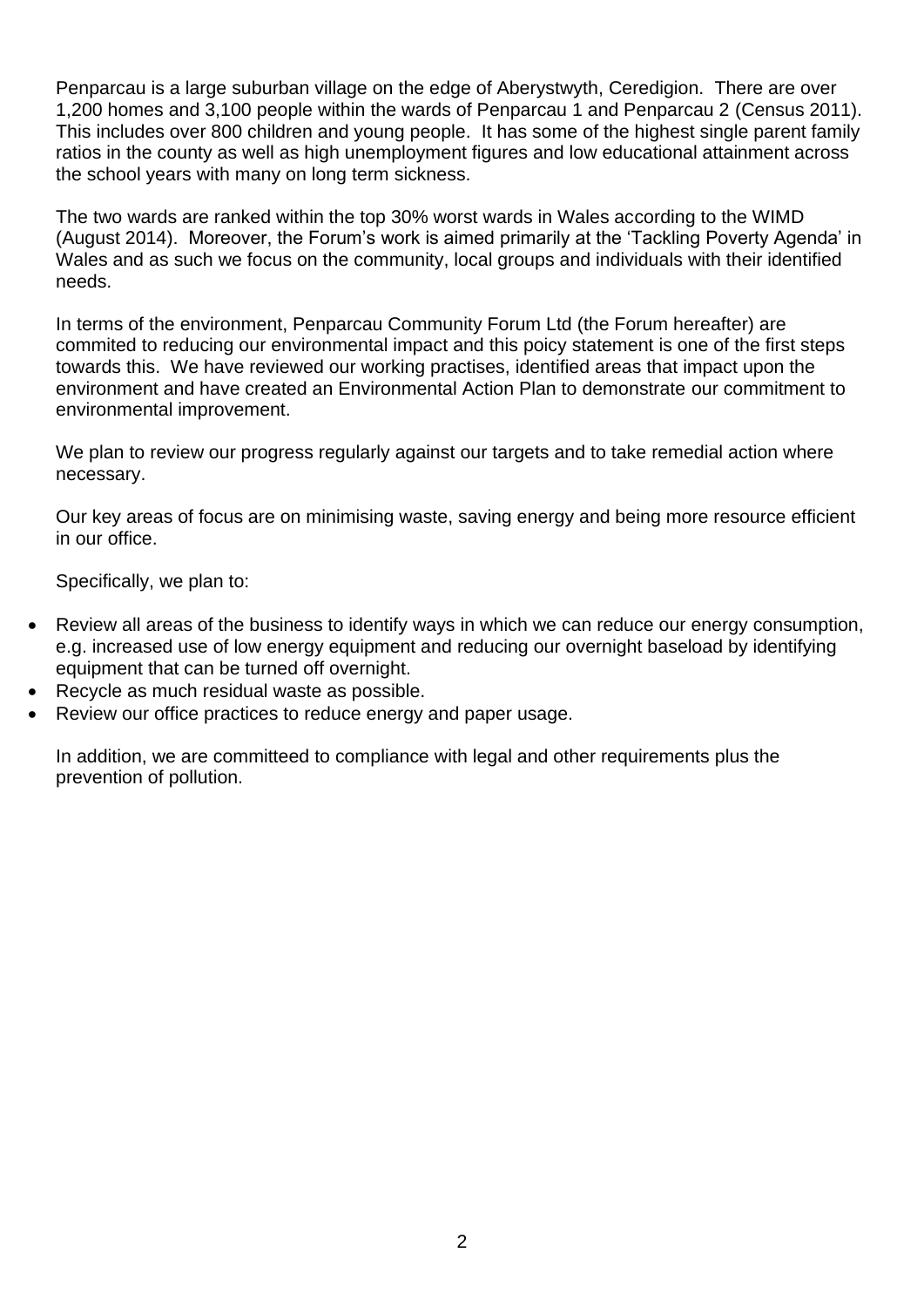Penparcau is a large suburban village on the edge of Aberystwyth, Ceredigion. There are over 1,200 homes and 3,100 people within the wards of Penparcau 1 and Penparcau 2 (Census 2011). This includes over 800 children and young people. It has some of the highest single parent family ratios in the county as well as high unemployment figures and low educational attainment across the school years with many on long term sickness.

The two wards are ranked within the top 30% worst wards in Wales according to the WIMD (August 2014). Moreover, the Forum's work is aimed primarily at the 'Tackling Poverty Agenda' in Wales and as such we focus on the community, local groups and individuals with their identified needs.

In terms of the environment, Penparcau Community Forum Ltd (the Forum hereafter) are commited to reducing our environmental impact and this poicy statement is one of the first steps towards this. We have reviewed our working practises, identified areas that impact upon the environment and have created an Environmental Action Plan to demonstrate our commitment to environmental improvement.

We plan to review our progress regularly against our targets and to take remedial action where necessary.

Our key areas of focus are on minimising waste, saving energy and being more resource efficient in our office.

Specifically, we plan to:

- Review all areas of the business to identify ways in which we can reduce our energy consumption, e.g. increased use of low energy equipment and reducing our overnight baseload by identifying equipment that can be turned off overnight.
- Recycle as much residual waste as possible.
- Review our office practices to reduce energy and paper usage.

In addition, we are committeed to compliance with legal and other requirements plus the prevention of pollution.